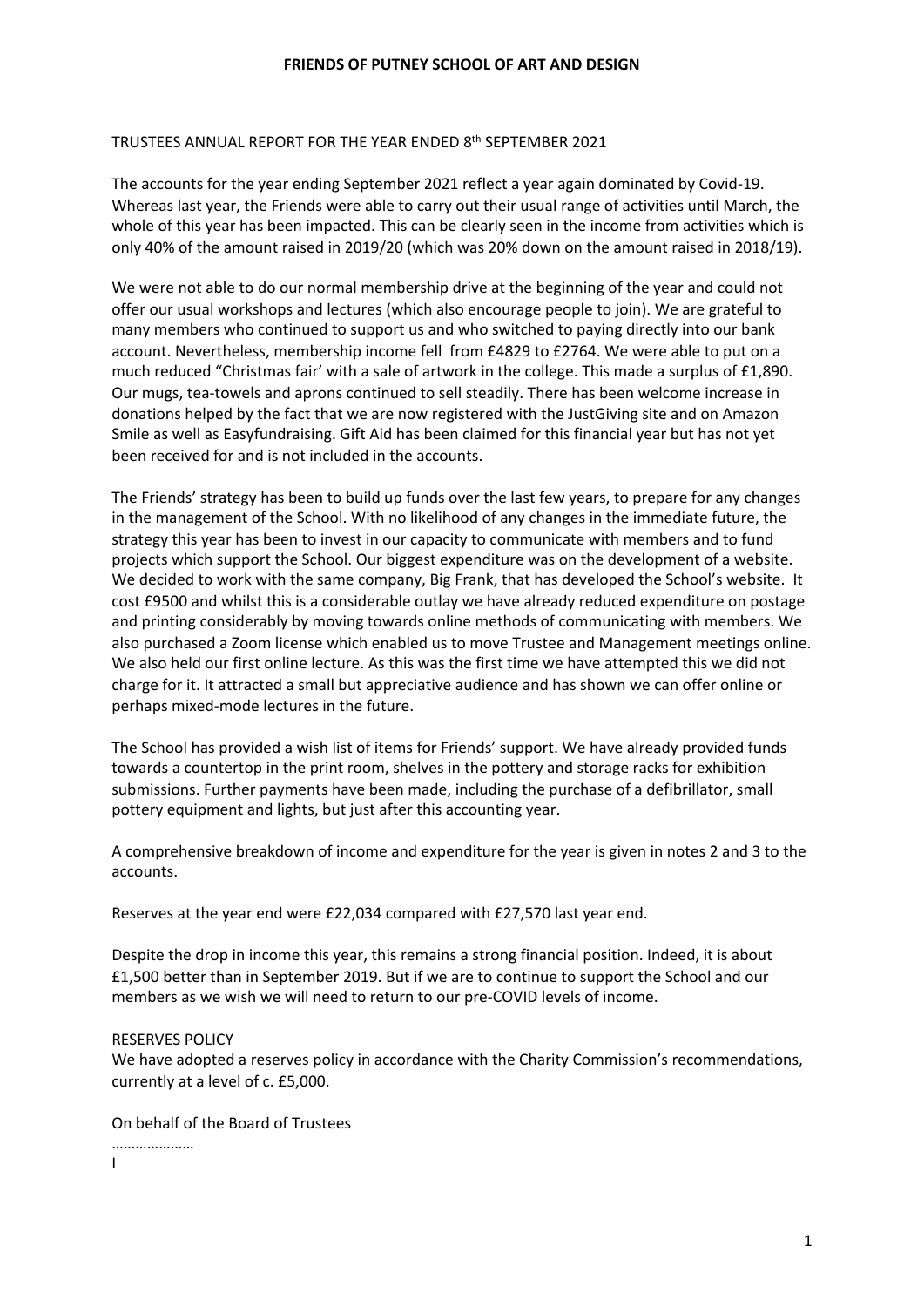# FRIENDS OF PUTNEY SCHOOL OF ART AND DESIGN

TRUSTEES ANNUAL REPORT FOR THE YEAR ENDED 8th SEPTEMBER 2021

The accounts for the year ending September 2021 reflect a year again dominated by Covid-19. Whereas last year, the Friends were able to carry out their usual range of activities until March, the whole of this year has been impacted. This can be clearly seen in the income from activities which is only 40% of the amount raised in 2019/20 (which was 20% down on the amount raised in 2018/19).

We were not able to do our normal membership drive at the beginning of the year and could not offer our usual workshops and lectures (which also encourage people to join). We are grateful to many members who continued to support us and who switched to paying directly into our bank account. Nevertheless, membership income fell from £4829 to £2764. We were able to put on a much reduced "Christmas fair' with a sale of artwork in the college. This made a surplus of £1,890. Our mugs, tea-towels and aprons continued to sell steadily. There has been welcome increase in donations helped by the fact that we are now registered with the JustGiving site and on Amazon Smile as well as Easyfundraising. Gift Aid has been claimed for this financial year but has not yet been received for and is not included in the accounts.

The Friends' strategy has been to build up funds over the last few years, to prepare for any changes in the management of the School. With no likelihood of any changes in the immediate future, the strategy this year has been to invest in our capacity to communicate with members and to fund projects which support the School. Our biggest expenditure was on the development of a website. We decided to work with the same company, Big Frank, that has developed the School's website. It cost £9500 and whilst this is a considerable outlay we have already reduced expenditure on postage and printing considerably by moving towards online methods of communicating with members. We also purchased a Zoom license which enabled us to move Trustee and Management meetings online. We also held our first online lecture. As this was the first time we have attempted this we did not charge for it. It attracted a small but appreciative audience and has shown we can offer online or perhaps mixed-mode lectures in the future.

The School has provided a wish list of items for Friends' support. We have already provided funds towards a countertop in the print room, shelves in the pottery and storage racks for exhibition submissions. Further payments have been made, including the purchase of a defibrillator, small pottery equipment and lights, but just after this accounting year.

A comprehensive breakdown of income and expenditure for the year is given in notes 2 and 3 to the accounts.

Reserves at the year end were £22,034 compared with £27,570 last year end.

Despite the drop in income this year, this remains a strong financial position. Indeed, it is about £1,500 better than in September 2019. But if we are to continue to support the School and our members as we wish we will need to return to our pre-COVID levels of income.

RESERVES POLICY

We have adopted a reserves policy in accordance with the Charity Commission's recommendations, currently at a level of c. £5,000.

On behalf of the Board of Trustees

…………………

I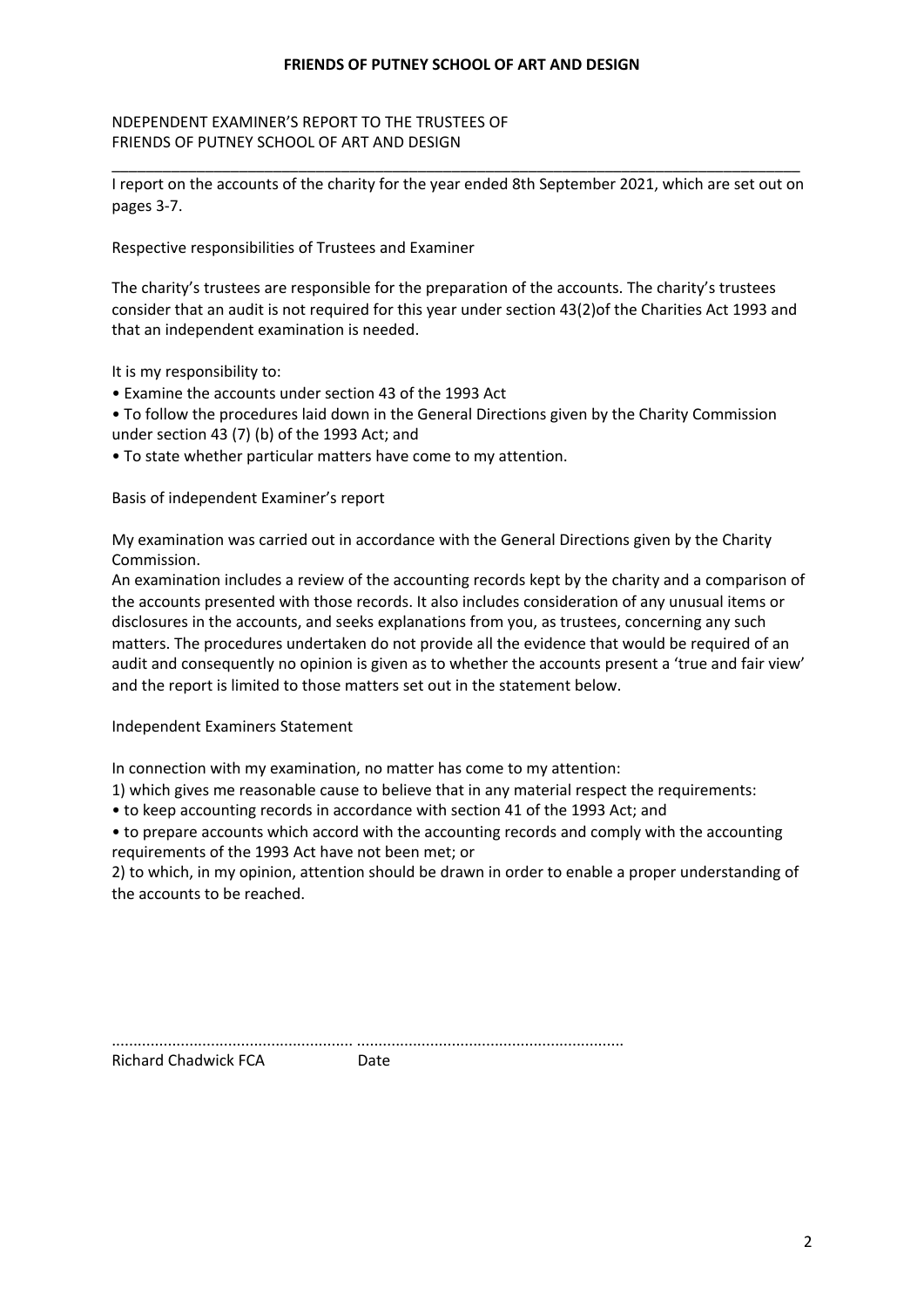NDEPENDENT EXAMINER'S REPORT TO THE TRUSTEES OF
FRIENDS OF PUTNEY SCHOOL OF ART AND DESIGN

---

I report on the accounts of the charity for the year ended 8th September 2021, which are set out on pages 3-7.

Respective responsibilities of Trustees and Examiner

The charity's trustees are responsible for the preparation of the accounts. The charity's trustees consider that an audit is not required for this year under section 43(2)of the Charities Act 1993 and that an independent examination is needed.

It is my responsibility to:

- Examine the accounts under section 43 of the 1993 Act
- To follow the procedures laid down in the General Directions given by the Charity Commission under section 43 (7) (b) of the 1993 Act; and
- To state whether particular matters have come to my attention.

Basis of independent Examiner's report

My examination was carried out in accordance with the General Directions given by the Charity Commission.
An examination includes a review of the accounting records kept by the charity and a comparison of the accounts presented with those records. It also includes consideration of any unusual items or disclosures in the accounts, and seeks explanations from you, as trustees, concerning any such matters. The procedures undertaken do not provide all the evidence that would be required of an audit and consequently no opinion is given as to whether the accounts present a 'true and fair view' and the report is limited to those matters set out in the statement below.

Independent Examiners Statement

In connection with my examination, no matter has come to my attention:

1) which gives me reasonable cause to believe that in any material respect the requirements:

- to keep accounting records in accordance with section 41 of the 1993 Act; and
- to prepare accounts which accord with the accounting records and comply with the accounting requirements of the 1993 Act have not been met; or

2) to which, in my opinion, attention should be drawn in order to enable a proper understanding of the accounts to be reached.

....................................................... ............................................................

Richard Chadwick FCA Date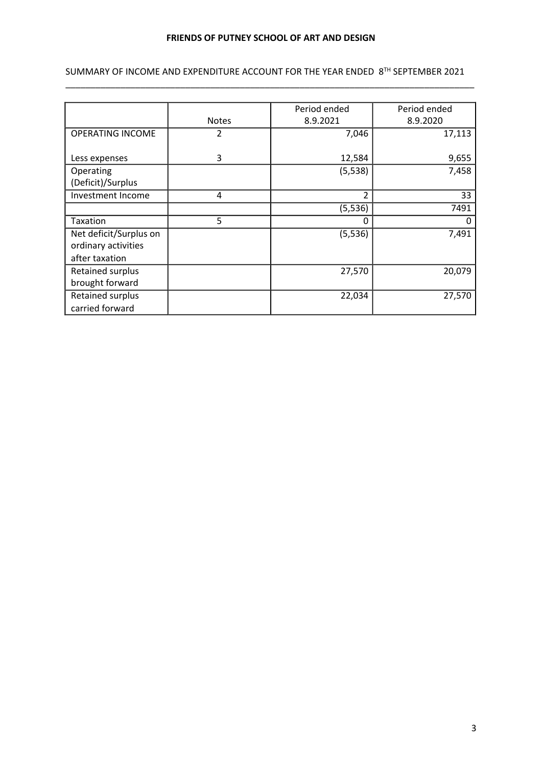**FRIENDS OF PUTNEY SCHOOL OF ART AND DESIGN**

SUMMARY OF INCOME AND EXPENDITURE ACCOUNT FOR THE YEAR ENDED 8[TH] SEPTEMBER 2021

| | Notes | Period ended 8.9.2021 | Period ended 8.9.2020 |
|---|---|---|---|
| OPERATING INCOME | 2 | 7,046 | 17,113 |
| Less expenses | 3 | 12,584 | 9,655 |
| Operating (Deficit)/Surplus | | (5,538) | 7,458 |
| Investment Income | 4 | 2 | 33 |
| | | (5,536) | 7491 |
| Taxation | 5 | 0 | 0 |
| Net deficit/Surplus on ordinary activities after taxation | | (5,536) | 7,491 |
| Retained surplus brought forward | | 27,570 | 20,079 |
| Retained surplus carried forward | | 22,034 | 27,570 |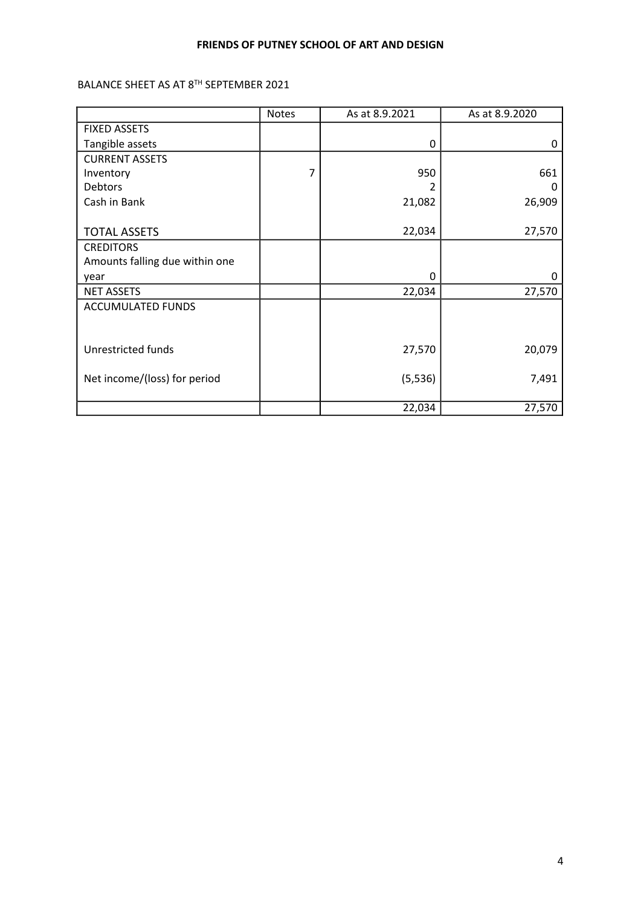**FRIENDS OF PUTNEY SCHOOL OF ART AND DESIGN**

BALANCE SHEET AS AT 8TH SEPTEMBER 2021

| | Notes | As at 8.9.2021 | As at 8.9.2020 |
|---|---|---|---|
| FIXED ASSETS | | | |
| Tangible assets | | 0 | 0 |
| CURRENT ASSETS | | | |
| Inventory | 7 | 950 | 661 |
| Debtors | | 2 | 0 |
| Cash in Bank | | 21,082 | 26,909 |
| TOTAL ASSETS | | 22,034 | 27,570 |
| CREDITORS | | | |
| Amounts falling due within one year | | 0 | 0 |
| NET ASSETS | | 22,034 | 27,570 |
| ACCUMULATED FUNDS | | | |
| Unrestricted funds | | 27,570 | 20,079 |
| Net income/(loss) for period | | (5,536) | 7,491 |
| | | 22,034 | 27,570 |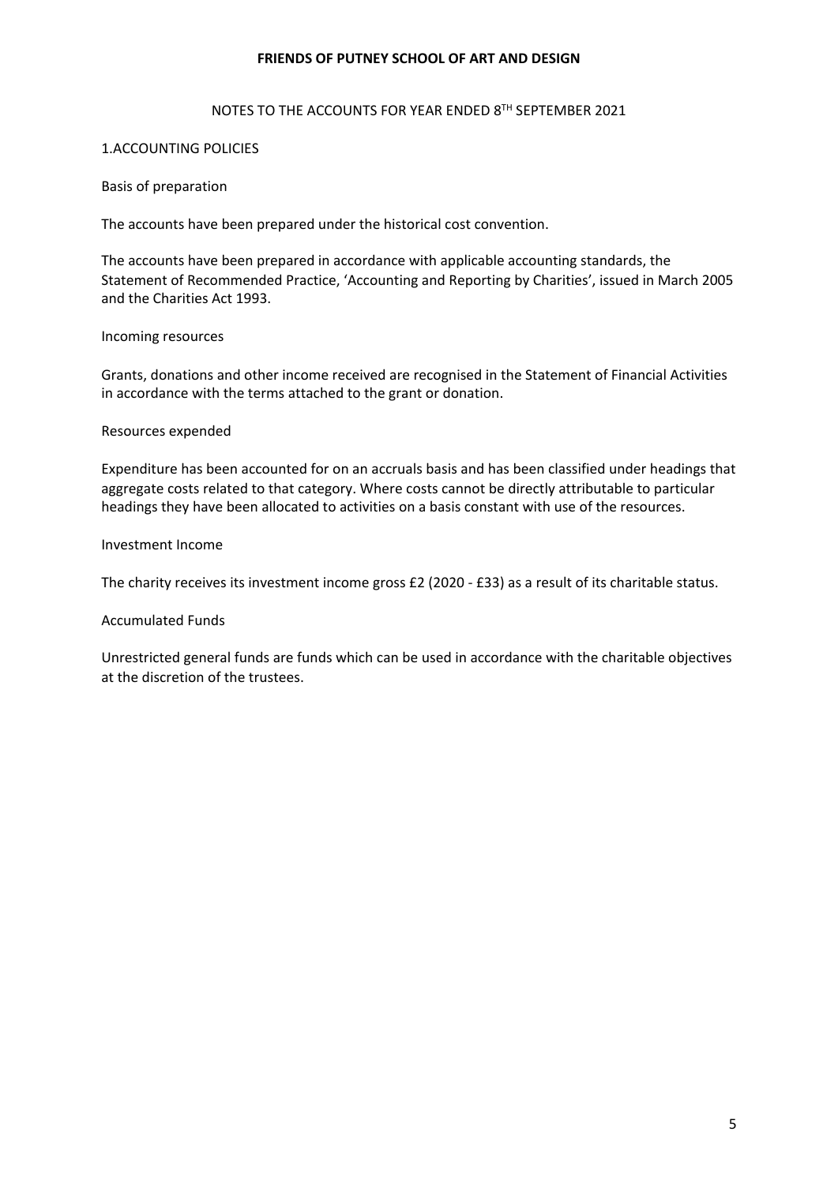**FRIENDS OF PUTNEY SCHOOL OF ART AND DESIGN**

NOTES TO THE ACCOUNTS FOR YEAR ENDED 8TH SEPTEMBER 2021

1.ACCOUNTING POLICIES

Basis of preparation

The accounts have been prepared under the historical cost convention.

The accounts have been prepared in accordance with applicable accounting standards, the Statement of Recommended Practice, 'Accounting and Reporting by Charities', issued in March 2005 and the Charities Act 1993.

Incoming resources

Grants, donations and other income received are recognised in the Statement of Financial Activities in accordance with the terms attached to the grant or donation.

Resources expended

Expenditure has been accounted for on an accruals basis and has been classified under headings that aggregate costs related to that category. Where costs cannot be directly attributable to particular headings they have been allocated to activities on a basis constant with use of the resources.

Investment Income

The charity receives its investment income gross £2 (2020 - £33) as a result of its charitable status.

Accumulated Funds

Unrestricted general funds are funds which can be used in accordance with the charitable objectives at the discretion of the trustees.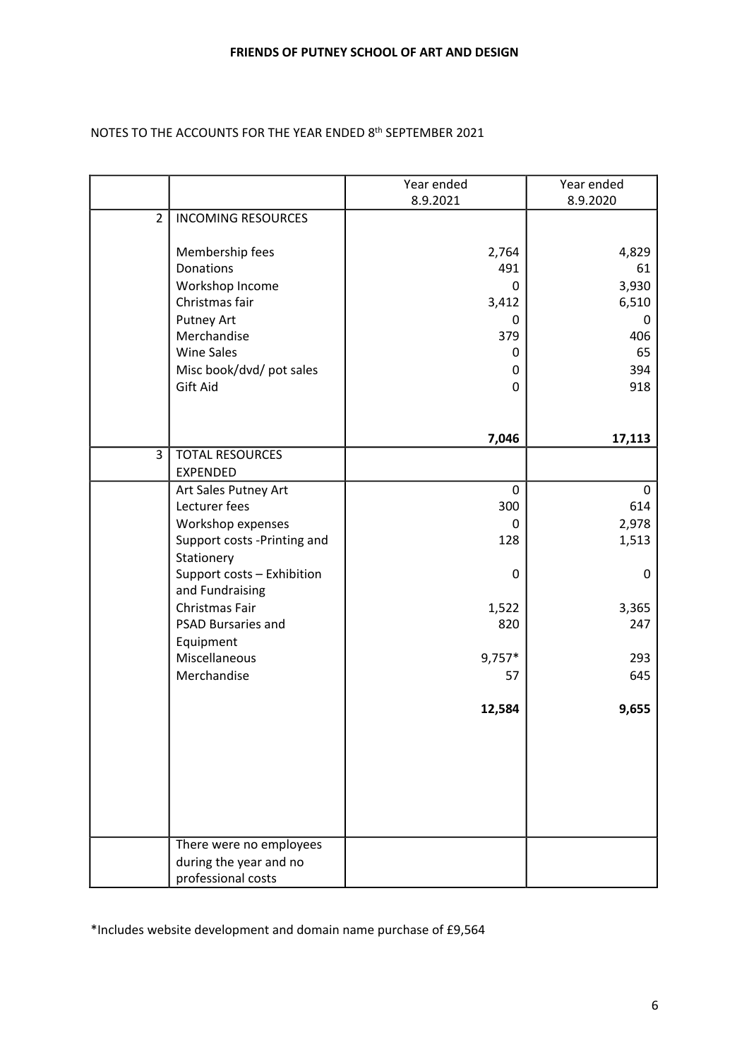**FRIENDS OF PUTNEY SCHOOL OF ART AND DESIGN**

NOTES TO THE ACCOUNTS FOR THE YEAR ENDED 8th SEPTEMBER 2021

| | | Year ended 8.9.2021 | Year ended 8.9.2020 |
|---|---|---|---|
| 2 | INCOMING RESOURCES | | |
| | Membership fees | 2,764 | 4,829 |
| | Donations | 491 | 61 |
| | Workshop Income | 0 | 3,930 |
| | Christmas fair | 3,412 | 6,510 |
| | Putney Art | 0 | 0 |
| | Merchandise | 379 | 406 |
| | Wine Sales | 0 | 65 |
| | Misc book/dvd/ pot sales | 0 | 394 |
| | Gift Aid | 0 | 918 |
| | | **7,046** | **17,113** |
| 3 | TOTAL RESOURCES EXPENDED | | |
| | Art Sales Putney Art | 0 | 0 |
| | Lecturer fees | 300 | 614 |
| | Workshop expenses | 0 | 2,978 |
| | Support costs -Printing and Stationery | 128 | 1,513 |
| | Support costs – Exhibition and Fundraising | 0 | 0 |
| | Christmas Fair | 1,522 | 3,365 |
| | PSAD Bursaries and Equipment | 820 | 247 |
| | Miscellaneous | 9,757* | 293 |
| | Merchandise | 57 | 645 |
| | | **12,584** | **9,655** |
| | There were no employees during the year and no professional costs | | |

*Includes website development and domain name purchase of £9,564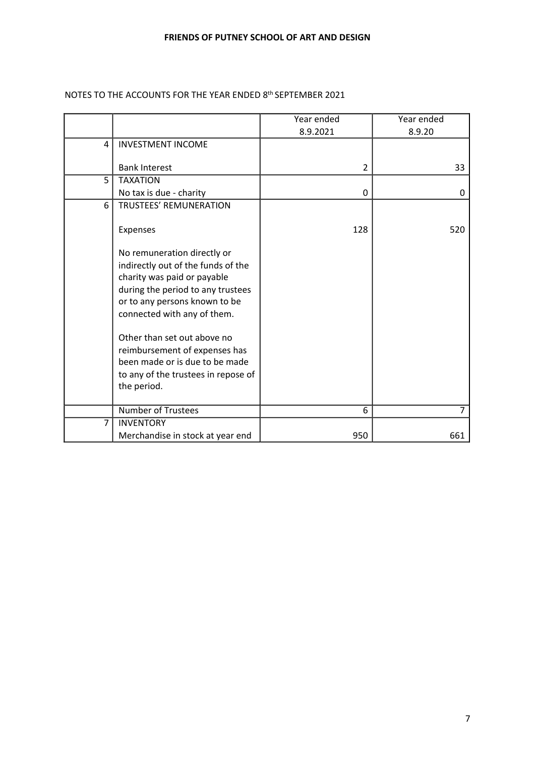**FRIENDS OF PUTNEY SCHOOL OF ART AND DESIGN**

NOTES TO THE ACCOUNTS FOR THE YEAR ENDED 8th SEPTEMBER 2021

| | | Year ended 8.9.2021 | Year ended 8.9.20 |
|---|---|---|---|
| 4 | INVESTMENT INCOME | | |
| | Bank Interest | 2 | 33 |
| 5 | TAXATION | | |
| | No tax is due - charity | 0 | 0 |
| 6 | TRUSTEES' REMUNERATION | | |
| | Expenses | 128 | 520 |
| | No remuneration directly or indirectly out of the funds of the charity was paid or payable during the period to any trustees or to any persons known to be connected with any of them. | | |
| | Other than set out above no reimbursement of expenses has been made or is due to be made to any of the trustees in repose of the period. | | |
| | Number of Trustees | 6 | 7 |
| 7 | INVENTORY | | |
| | Merchandise in stock at year end | 950 | 661 |